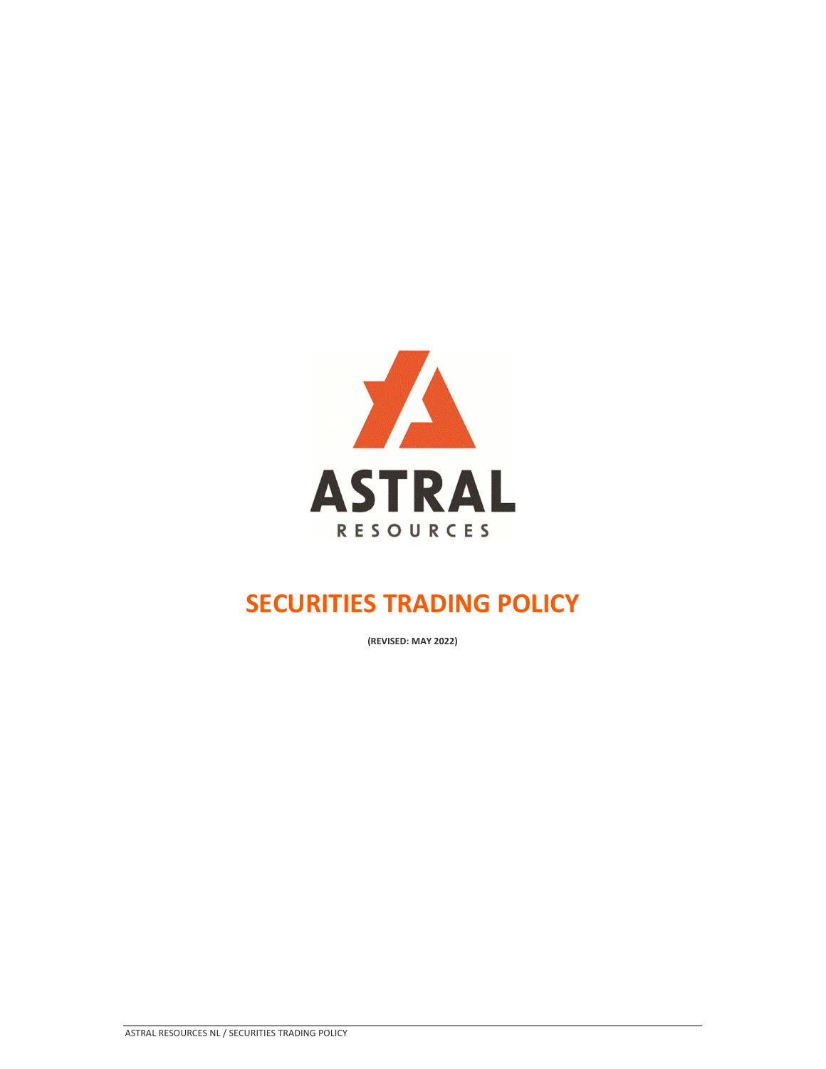# SECURITIES TRADING POLICY

**(REVISED: MAY 2022)**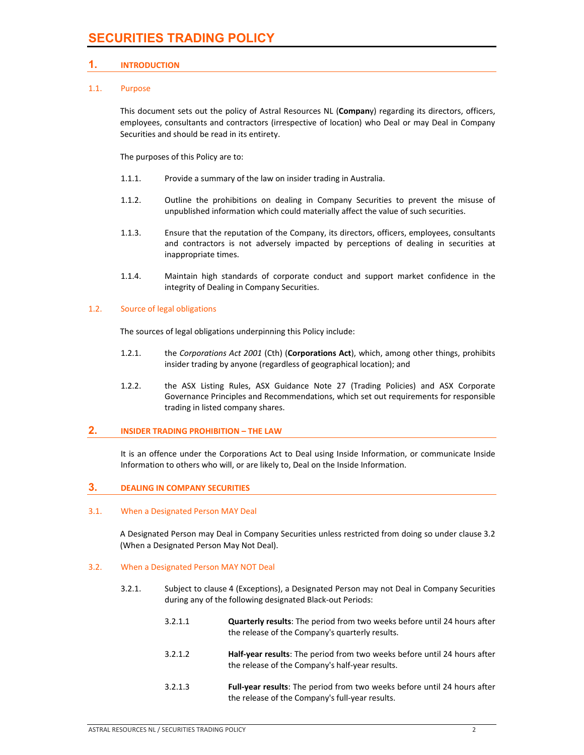# SECURITIES TRADING POLICY

## 1. INTRODUCTION

### 1.1. Purpose

This document sets out the policy of Astral Resources NL (**Company**) regarding its directors, officers, employees, consultants and contractors (irrespective of location) who Deal or may Deal in Company Securities and should be read in its entirety.

The purposes of this Policy are to:

1.1.1. Provide a summary of the law on insider trading in Australia.

1.1.2. Outline the prohibitions on dealing in Company Securities to prevent the misuse of unpublished information which could materially affect the value of such securities.

1.1.3. Ensure that the reputation of the Company, its directors, officers, employees, consultants and contractors is not adversely impacted by perceptions of dealing in securities at inappropriate times.

1.1.4. Maintain high standards of corporate conduct and support market confidence in the integrity of Dealing in Company Securities.

### 1.2. Source of legal obligations

The sources of legal obligations underpinning this Policy include:

1.2.1. the *Corporations Act 2001* (Cth) (**Corporations Act**), which, among other things, prohibits insider trading by anyone (regardless of geographical location); and

1.2.2. the ASX Listing Rules, ASX Guidance Note 27 (Trading Policies) and ASX Corporate Governance Principles and Recommendations, which set out requirements for responsible trading in listed company shares.

## 2. INSIDER TRADING PROHIBITION – THE LAW

It is an offence under the Corporations Act to Deal using Inside Information, or communicate Inside Information to others who will, or are likely to, Deal on the Inside Information.

## 3. DEALING IN COMPANY SECURITIES

### 3.1. When a Designated Person MAY Deal

A Designated Person may Deal in Company Securities unless restricted from doing so under clause 3.2 (When a Designated Person May Not Deal).

### 3.2. When a Designated Person MAY NOT Deal

3.2.1. Subject to clause 4 (Exceptions), a Designated Person may not Deal in Company Securities during any of the following designated Black-out Periods:

3.2.1.1 **Quarterly results**: The period from two weeks before until 24 hours after the release of the Company's quarterly results.

3.2.1.2 **Half-year results**: The period from two weeks before until 24 hours after the release of the Company's half-year results.

3.2.1.3 **Full-year results**: The period from two weeks before until 24 hours after the release of the Company's full-year results.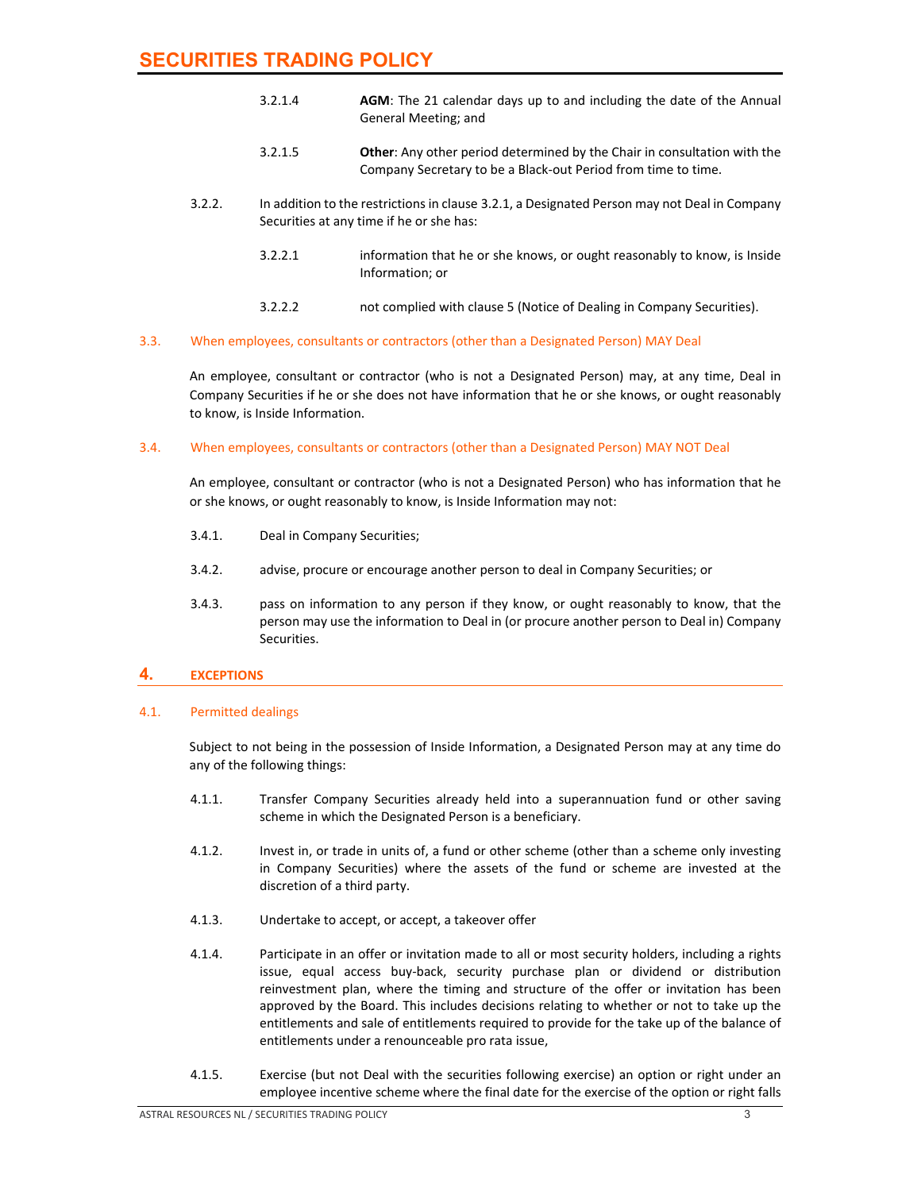3.2.1.4 **AGM**: The 21 calendar days up to and including the date of the Annual General Meeting; and

3.2.1.5 **Other**: Any other period determined by the Chair in consultation with the Company Secretary to be a Black-out Period from time to time.

3.2.2. In addition to the restrictions in clause 3.2.1, a Designated Person may not Deal in Company Securities at any time if he or she has:

3.2.2.1 information that he or she knows, or ought reasonably to know, is Inside Information; or

3.2.2.2 not complied with clause 5 (Notice of Dealing in Company Securities).

### 3.3. When employees, consultants or contractors (other than a Designated Person) MAY Deal

An employee, consultant or contractor (who is not a Designated Person) may, at any time, Deal in Company Securities if he or she does not have information that he or she knows, or ought reasonably to know, is Inside Information.

### 3.4. When employees, consultants or contractors (other than a Designated Person) MAY NOT Deal

An employee, consultant or contractor (who is not a Designated Person) who has information that he or she knows, or ought reasonably to know, is Inside Information may not:

3.4.1. Deal in Company Securities;

3.4.2. advise, procure or encourage another person to deal in Company Securities; or

3.4.3. pass on information to any person if they know, or ought reasonably to know, that the person may use the information to Deal in (or procure another person to Deal in) Company Securities.

## 4. EXCEPTIONS

### 4.1. Permitted dealings

Subject to not being in the possession of Inside Information, a Designated Person may at any time do any of the following things:

4.1.1. Transfer Company Securities already held into a superannuation fund or other saving scheme in which the Designated Person is a beneficiary.

4.1.2. Invest in, or trade in units of, a fund or other scheme (other than a scheme only investing in Company Securities) where the assets of the fund or scheme are invested at the discretion of a third party.

4.1.3. Undertake to accept, or accept, a takeover offer

4.1.4. Participate in an offer or invitation made to all or most security holders, including a rights issue, equal access buy-back, security purchase plan or dividend or distribution reinvestment plan, where the timing and structure of the offer or invitation has been approved by the Board. This includes decisions relating to whether or not to take up the entitlements and sale of entitlements required to provide for the take up of the balance of entitlements under a renounceable pro rata issue,

4.1.5. Exercise (but not Deal with the securities following exercise) an option or right under an employee incentive scheme where the final date for the exercise of the option or right falls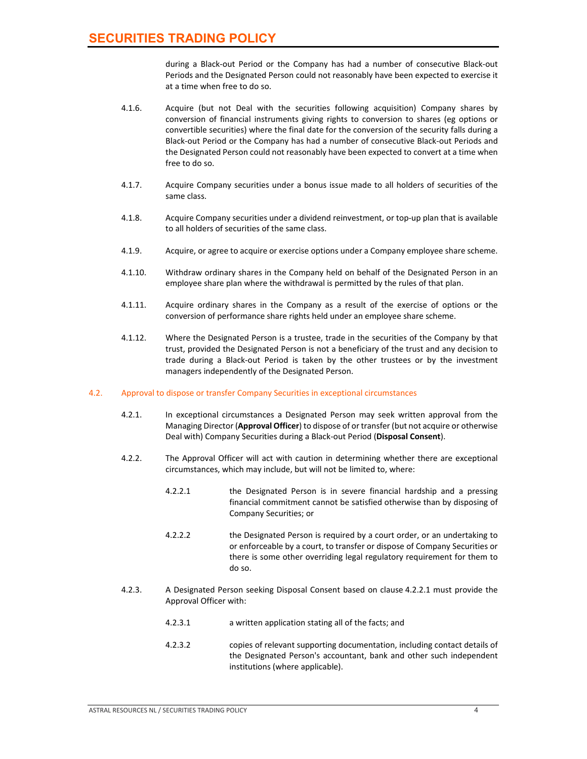during a Black-out Period or the Company has had a number of consecutive Black-out Periods and the Designated Person could not reasonably have been expected to exercise it at a time when free to do so.

4.1.6. Acquire (but not Deal with the securities following acquisition) Company shares by conversion of financial instruments giving rights to conversion to shares (eg options or convertible securities) where the final date for the conversion of the security falls during a Black-out Period or the Company has had a number of consecutive Black-out Periods and the Designated Person could not reasonably have been expected to convert at a time when free to do so.

4.1.7. Acquire Company securities under a bonus issue made to all holders of securities of the same class.

4.1.8. Acquire Company securities under a dividend reinvestment, or top-up plan that is available to all holders of securities of the same class.

4.1.9. Acquire, or agree to acquire or exercise options under a Company employee share scheme.

4.1.10. Withdraw ordinary shares in the Company held on behalf of the Designated Person in an employee share plan where the withdrawal is permitted by the rules of that plan.

4.1.11. Acquire ordinary shares in the Company as a result of the exercise of options or the conversion of performance share rights held under an employee share scheme.

4.1.12. Where the Designated Person is a trustee, trade in the securities of the Company by that trust, provided the Designated Person is not a beneficiary of the trust and any decision to trade during a Black-out Period is taken by the other trustees or by the investment managers independently of the Designated Person.

## 4.2. Approval to dispose or transfer Company Securities in exceptional circumstances

4.2.1. In exceptional circumstances a Designated Person may seek written approval from the Managing Director (**Approval Officer**) to dispose of or transfer (but not acquire or otherwise Deal with) Company Securities during a Black-out Period (**Disposal Consent**).

4.2.2. The Approval Officer will act with caution in determining whether there are exceptional circumstances, which may include, but will not be limited to, where:

4.2.2.1 the Designated Person is in severe financial hardship and a pressing financial commitment cannot be satisfied otherwise than by disposing of Company Securities; or

4.2.2.2 the Designated Person is required by a court order, or an undertaking to or enforceable by a court, to transfer or dispose of Company Securities or there is some other overriding legal regulatory requirement for them to do so.

4.2.3. A Designated Person seeking Disposal Consent based on clause 4.2.2.1 must provide the Approval Officer with:

4.2.3.1 a written application stating all of the facts; and

4.2.3.2 copies of relevant supporting documentation, including contact details of the Designated Person's accountant, bank and other such independent institutions (where applicable).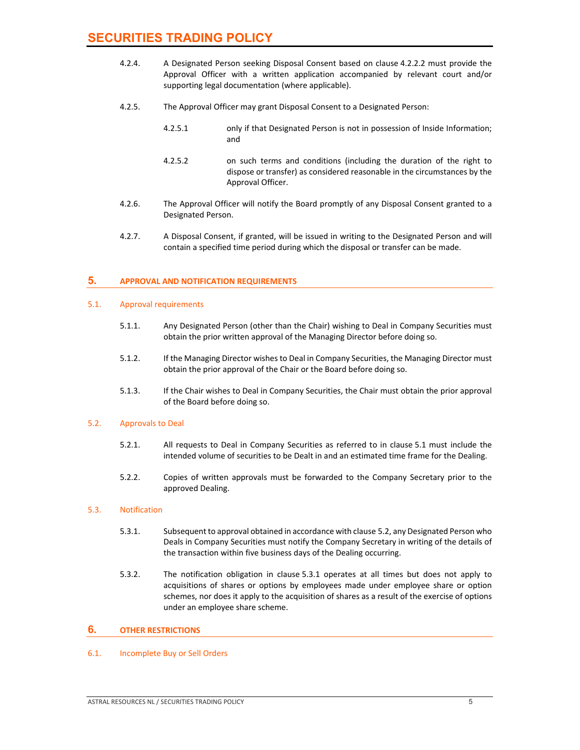4.2.4. A Designated Person seeking Disposal Consent based on clause 4.2.2.2 must provide the Approval Officer with a written application accompanied by relevant court and/or supporting legal documentation (where applicable).

4.2.5. The Approval Officer may grant Disposal Consent to a Designated Person:

4.2.5.1 only if that Designated Person is not in possession of Inside Information; and

4.2.5.2 on such terms and conditions (including the duration of the right to dispose or transfer) as considered reasonable in the circumstances by the Approval Officer.

4.2.6. The Approval Officer will notify the Board promptly of any Disposal Consent granted to a Designated Person.

4.2.7. A Disposal Consent, if granted, will be issued in writing to the Designated Person and will contain a specified time period during which the disposal or transfer can be made.

## 5. APPROVAL AND NOTIFICATION REQUIREMENTS

### 5.1. Approval requirements

5.1.1. Any Designated Person (other than the Chair) wishing to Deal in Company Securities must obtain the prior written approval of the Managing Director before doing so.

5.1.2. If the Managing Director wishes to Deal in Company Securities, the Managing Director must obtain the prior approval of the Chair or the Board before doing so.

5.1.3. If the Chair wishes to Deal in Company Securities, the Chair must obtain the prior approval of the Board before doing so.

### 5.2. Approvals to Deal

5.2.1. All requests to Deal in Company Securities as referred to in clause 5.1 must include the intended volume of securities to be Dealt in and an estimated time frame for the Dealing.

5.2.2. Copies of written approvals must be forwarded to the Company Secretary prior to the approved Dealing.

### 5.3. Notification

5.3.1. Subsequent to approval obtained in accordance with clause 5.2, any Designated Person who Deals in Company Securities must notify the Company Secretary in writing of the details of the transaction within five business days of the Dealing occurring.

5.3.2. The notification obligation in clause 5.3.1 operates at all times but does not apply to acquisitions of shares or options by employees made under employee share or option schemes, nor does it apply to the acquisition of shares as a result of the exercise of options under an employee share scheme.

## 6. OTHER RESTRICTIONS

### 6.1. Incomplete Buy or Sell Orders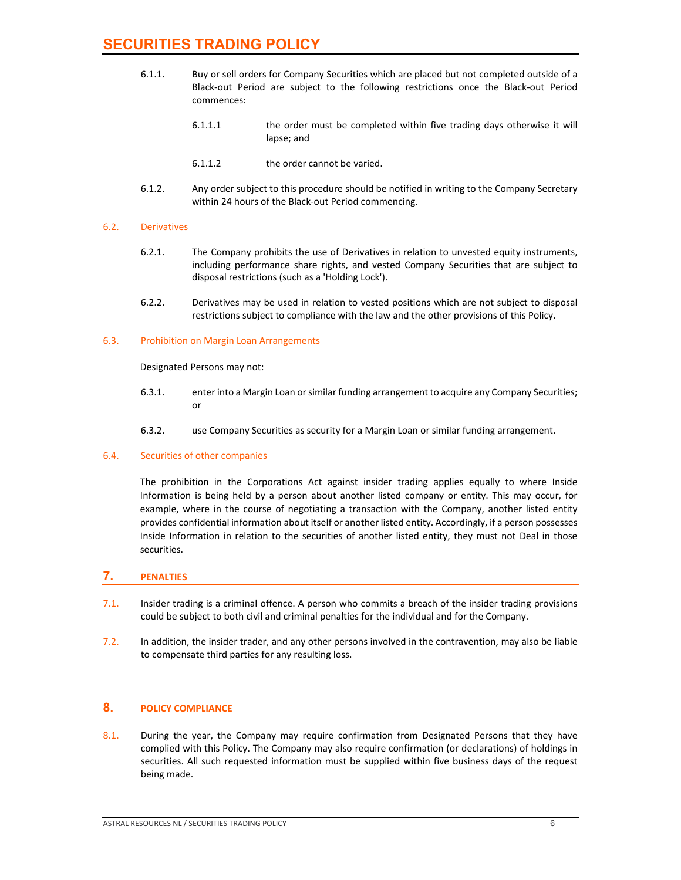6.1.1. Buy or sell orders for Company Securities which are placed but not completed outside of a Black-out Period are subject to the following restrictions once the Black-out Period commences:

6.1.1.1 the order must be completed within five trading days otherwise it will lapse; and

6.1.1.2 the order cannot be varied.

6.1.2. Any order subject to this procedure should be notified in writing to the Company Secretary within 24 hours of the Black-out Period commencing.

### 6.2. Derivatives

6.2.1. The Company prohibits the use of Derivatives in relation to unvested equity instruments, including performance share rights, and vested Company Securities that are subject to disposal restrictions (such as a 'Holding Lock').

6.2.2. Derivatives may be used in relation to vested positions which are not subject to disposal restrictions subject to compliance with the law and the other provisions of this Policy.

### 6.3. Prohibition on Margin Loan Arrangements

Designated Persons may not:

6.3.1. enter into a Margin Loan or similar funding arrangement to acquire any Company Securities; or

6.3.2. use Company Securities as security for a Margin Loan or similar funding arrangement.

### 6.4. Securities of other companies

The prohibition in the Corporations Act against insider trading applies equally to where Inside Information is being held by a person about another listed company or entity. This may occur, for example, where in the course of negotiating a transaction with the Company, another listed entity provides confidential information about itself or another listed entity. Accordingly, if a person possesses Inside Information in relation to the securities of another listed entity, they must not Deal in those securities.

## 7. PENALTIES

7.1. Insider trading is a criminal offence. A person who commits a breach of the insider trading provisions could be subject to both civil and criminal penalties for the individual and for the Company.

7.2. In addition, the insider trader, and any other persons involved in the contravention, may also be liable to compensate third parties for any resulting loss.

## 8. POLICY COMPLIANCE

8.1. During the year, the Company may require confirmation from Designated Persons that they have complied with this Policy. The Company may also require confirmation (or declarations) of holdings in securities. All such requested information must be supplied within five business days of the request being made.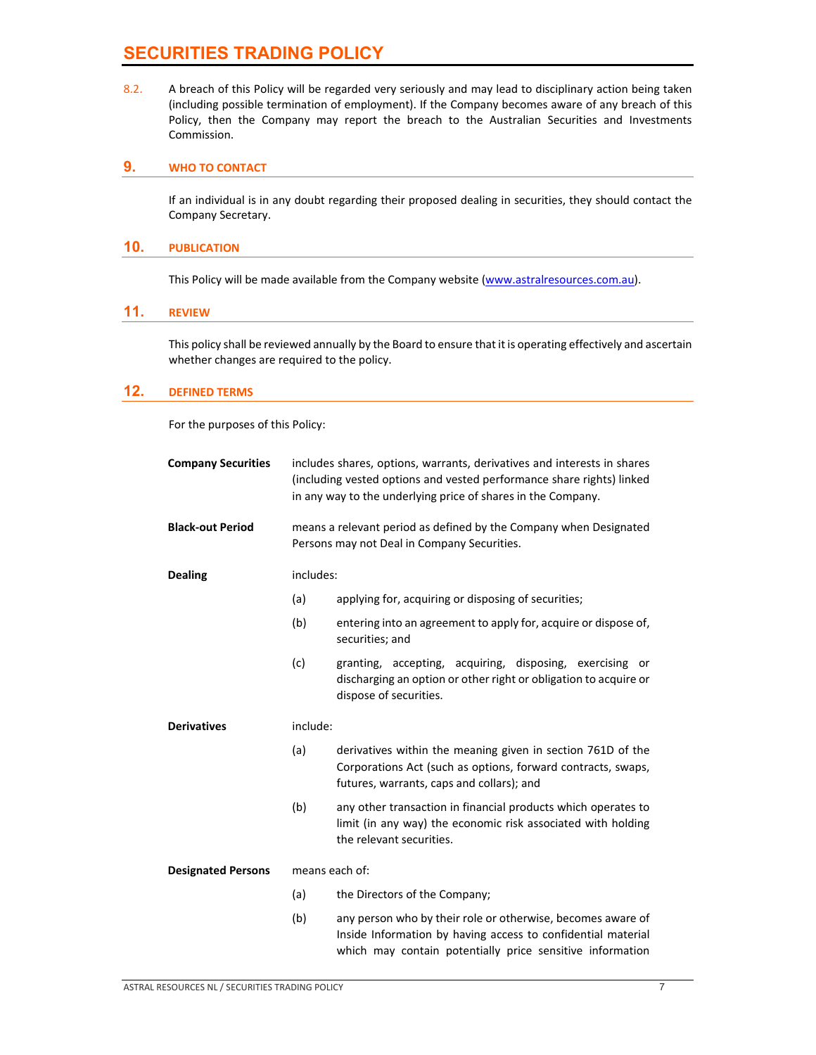8.2. A breach of this Policy will be regarded very seriously and may lead to disciplinary action being taken (including possible termination of employment). If the Company becomes aware of any breach of this Policy, then the Company may report the breach to the Australian Securities and Investments Commission.

## 9. WHO TO CONTACT

If an individual is in any doubt regarding their proposed dealing in securities, they should contact the Company Secretary.

## 10. PUBLICATION

This Policy will be made available from the Company website (www.astralresources.com.au).

## 11. REVIEW

This policy shall be reviewed annually by the Board to ensure that it is operating effectively and ascertain whether changes are required to the policy.

## 12. DEFINED TERMS

For the purposes of this Policy:

**Company Securities** includes shares, options, warrants, derivatives and interests in shares (including vested options and vested performance share rights) linked in any way to the underlying price of shares in the Company.

**Black-out Period** means a relevant period as defined by the Company when Designated Persons may not Deal in Company Securities.

**Dealing** includes:

(a) applying for, acquiring or disposing of securities;

(b) entering into an agreement to apply for, acquire or dispose of, securities; and

(c) granting, accepting, acquiring, disposing, exercising or discharging an option or other right or obligation to acquire or dispose of securities.

**Derivatives** include:

(a) derivatives within the meaning given in section 761D of the Corporations Act (such as options, forward contracts, swaps, futures, warrants, caps and collars); and

(b) any other transaction in financial products which operates to limit (in any way) the economic risk associated with holding the relevant securities.

**Designated Persons** means each of:

(a) the Directors of the Company;

(b) any person who by their role or otherwise, becomes aware of Inside Information by having access to confidential material which may contain potentially price sensitive information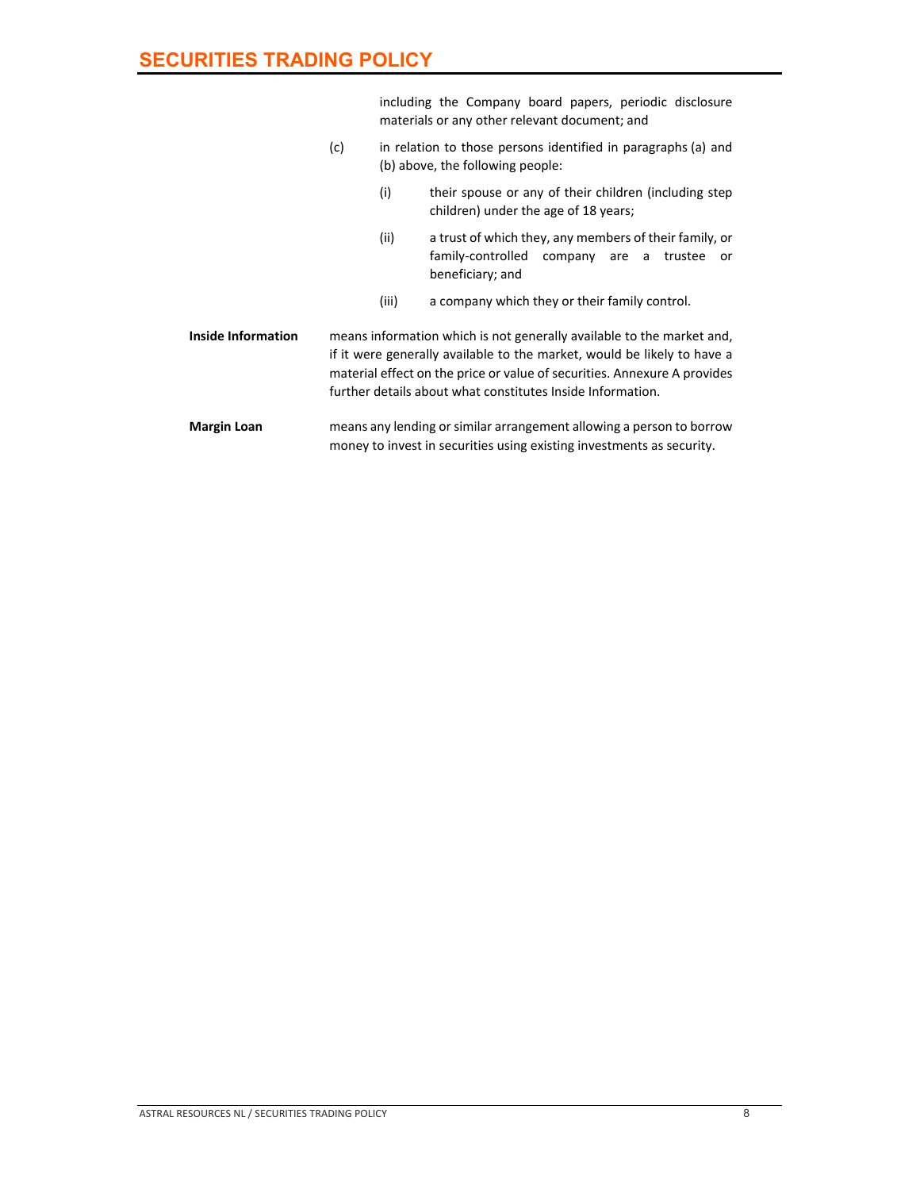including the Company board papers, periodic disclosure materials or any other relevant document; and

(c) in relation to those persons identified in paragraphs (a) and (b) above, the following people:

   (i) their spouse or any of their children (including step children) under the age of 18 years;

   (ii) a trust of which they, any members of their family, or family-controlled company are a trustee or beneficiary; and

   (iii) a company which they or their family control.

**Inside Information** means information which is not generally available to the market and, if it were generally available to the market, would be likely to have a material effect on the price or value of securities. Annexure A provides further details about what constitutes Inside Information.

**Margin Loan** means any lending or similar arrangement allowing a person to borrow money to invest in securities using existing investments as security.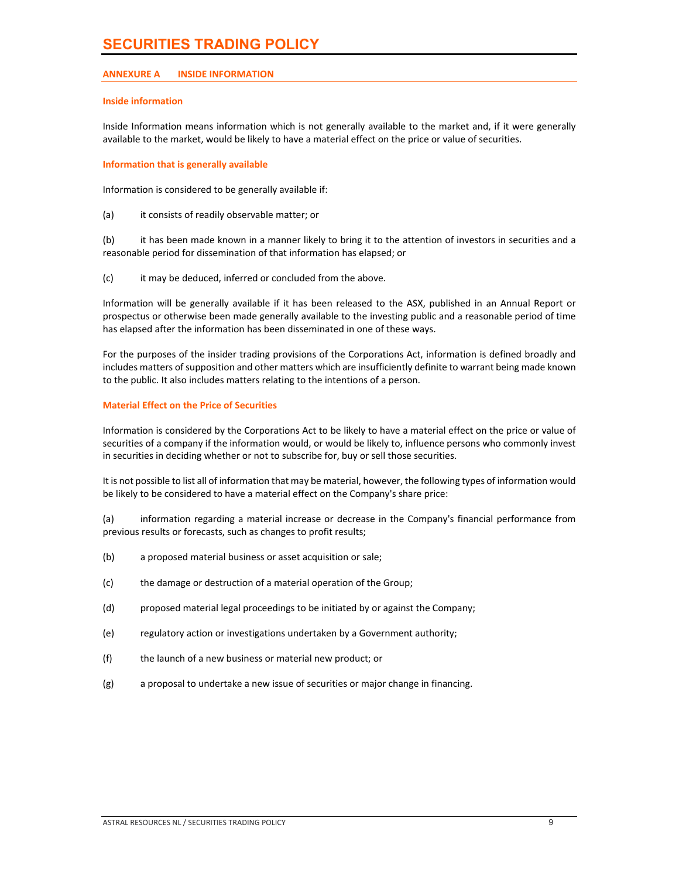## ANNEXURE A INSIDE INFORMATION

### Inside information

Inside Information means information which is not generally available to the market and, if it were generally available to the market, would be likely to have a material effect on the price or value of securities.

### Information that is generally available

Information is considered to be generally available if:

(a) it consists of readily observable matter; or

(b) it has been made known in a manner likely to bring it to the attention of investors in securities and a reasonable period for dissemination of that information has elapsed; or

(c) it may be deduced, inferred or concluded from the above.

Information will be generally available if it has been released to the ASX, published in an Annual Report or prospectus or otherwise been made generally available to the investing public and a reasonable period of time has elapsed after the information has been disseminated in one of these ways.

For the purposes of the insider trading provisions of the Corporations Act, information is defined broadly and includes matters of supposition and other matters which are insufficiently definite to warrant being made known to the public. It also includes matters relating to the intentions of a person.

### Material Effect on the Price of Securities

Information is considered by the Corporations Act to be likely to have a material effect on the price or value of securities of a company if the information would, or would be likely to, influence persons who commonly invest in securities in deciding whether or not to subscribe for, buy or sell those securities.

It is not possible to list all of information that may be material, however, the following types of information would be likely to be considered to have a material effect on the Company's share price:

(a) information regarding a material increase or decrease in the Company's financial performance from previous results or forecasts, such as changes to profit results;

(b) a proposed material business or asset acquisition or sale;

(c) the damage or destruction of a material operation of the Group;

(d) proposed material legal proceedings to be initiated by or against the Company;

(e) regulatory action or investigations undertaken by a Government authority;

(f) the launch of a new business or material new product; or

(g) a proposal to undertake a new issue of securities or major change in financing.